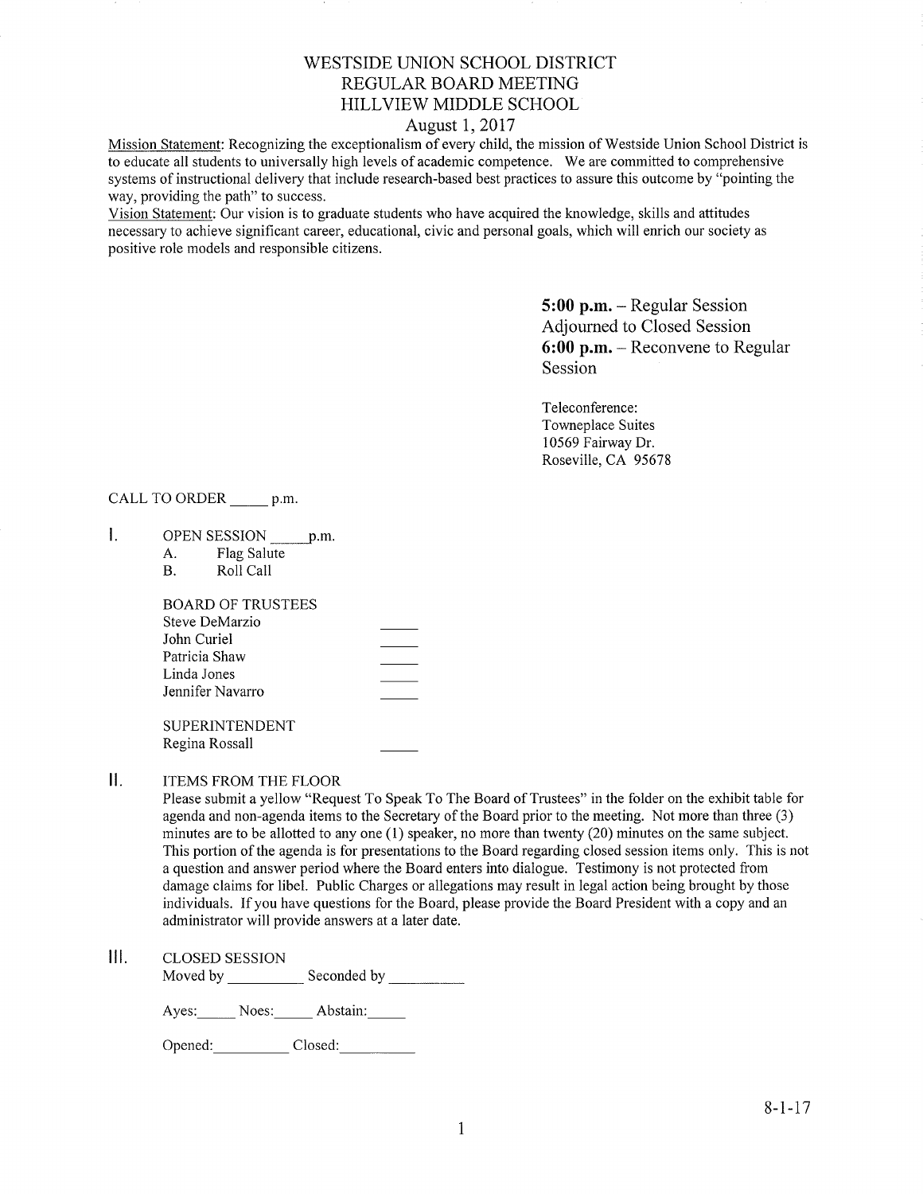# WESTSIDE UNION SCHOOL DISTRICT
## REGULAR BOARD MEETING
## HILLVIEW MIDDLE SCHOOL
### August 1, 2017

Mission Statement: Recognizing the exceptionalism of every child, the mission of Westside Union School District is to educate all students to universally high levels of academic competence. We are committed to comprehensive systems of instructional delivery that include research-based best practices to assure this outcome by "pointing the way, providing the path" to success.

Vision Statement: Our vision is to graduate students who have acquired the knowledge, skills and attitudes necessary to achieve significant career, educational, civic and personal goals, which will enrich our society as positive role models and responsible citizens.

**5:00 p.m.** – Regular Session
Adjourned to Closed Session
**6:00 p.m.** – Reconvene to Regular Session

Teleconference:
Towneplace Suites
10569 Fairway Dr.
Roseville, CA 95678

CALL TO ORDER _____ p.m.

I. OPEN SESSION _____ p.m.
   - A. Flag Salute
   - B. Roll Call

   BOARD OF TRUSTEES
   - Steve DeMarzio _____
   - John Curiel _____
   - Patricia Shaw _____
   - Linda Jones _____
   - Jennifer Navarro _____

   SUPERINTENDENT
   - Regina Rossall _____

II. ITEMS FROM THE FLOOR

Please submit a yellow "Request To Speak To The Board of Trustees" in the folder on the exhibit table for agenda and non-agenda items to the Secretary of the Board prior to the meeting. Not more than three (3) minutes are to be allotted to any one (1) speaker, no more than twenty (20) minutes on the same subject. This portion of the agenda is for presentations to the Board regarding closed session items only. This is not a question and answer period where the Board enters into dialogue. Testimony is not protected from damage claims for libel. Public Charges or allegations may result in legal action being brought by those individuals. If you have questions for the Board, please provide the Board President with a copy and an administrator will provide answers at a later date.

III. CLOSED SESSION

Moved by __________ Seconded by __________

Ayes:_____ Noes:_____ Abstain:_____

Opened:__________ Closed:__________

8-1-17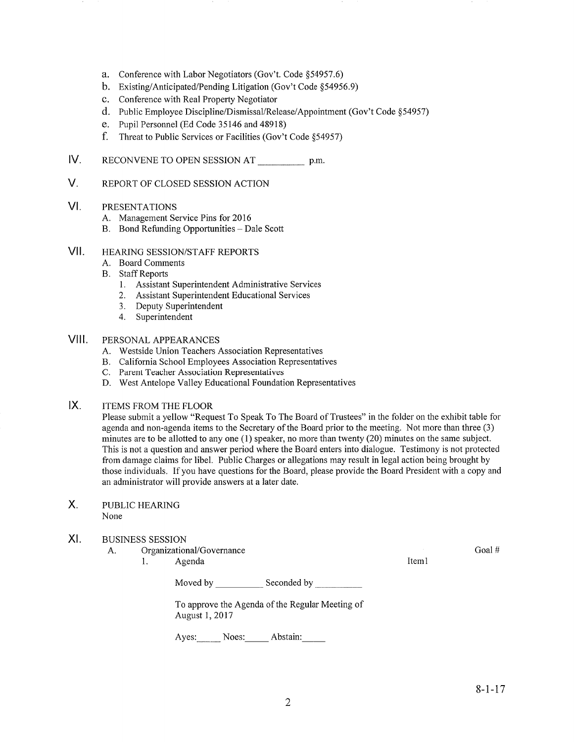a. Conference with Labor Negotiators (Gov't. Code §54957.6)
b. Existing/Anticipated/Pending Litigation (Gov't Code §54956.9)
c. Conference with Real Property Negotiator
d. Public Employee Discipline/Dismissal/Release/Appointment (Gov't Code §54957)
e. Pupil Personnel (Ed Code 35146 and 48918)
f. Threat to Public Services or Facilities (Gov't Code §54957)

IV. RECONVENE TO OPEN SESSION AT __________ p.m.

V. REPORT OF CLOSED SESSION ACTION

VI. PRESENTATIONS
   A. Management Service Pins for 2016
   B. Bond Refunding Opportunities – Dale Scott

VII. HEARING SESSION/STAFF REPORTS
   A. Board Comments
   B. Staff Reports
      1. Assistant Superintendent Administrative Services
      2. Assistant Superintendent Educational Services
      3. Deputy Superintendent
      4. Superintendent

VIII. PERSONAL APPEARANCES
   A. Westside Union Teachers Association Representatives
   B. California School Employees Association Representatives
   C. Parent Teacher Association Representatives
   D. West Antelope Valley Educational Foundation Representatives

IX. ITEMS FROM THE FLOOR

Please submit a yellow "Request To Speak To The Board of Trustees" in the folder on the exhibit table for agenda and non-agenda items to the Secretary of the Board prior to the meeting. Not more than three (3) minutes are to be allotted to any one (1) speaker, no more than twenty (20) minutes on the same subject. This is not a question and answer period where the Board enters into dialogue. Testimony is not protected from damage claims for libel. Public Charges or allegations may result in legal action being brought by those individuals. If you have questions for the Board, please provide the Board President with a copy and an administrator will provide answers at a later date.

X. PUBLIC HEARING

None

XI. BUSINESS SESSION
   A. Organizational/Governance — Goal #
      1. Agenda — Item1

Moved by __________ Seconded by __________

To approve the Agenda of the Regular Meeting of August 1, 2017

Ayes:_____ Noes:_____ Abstain:_____

8-1-17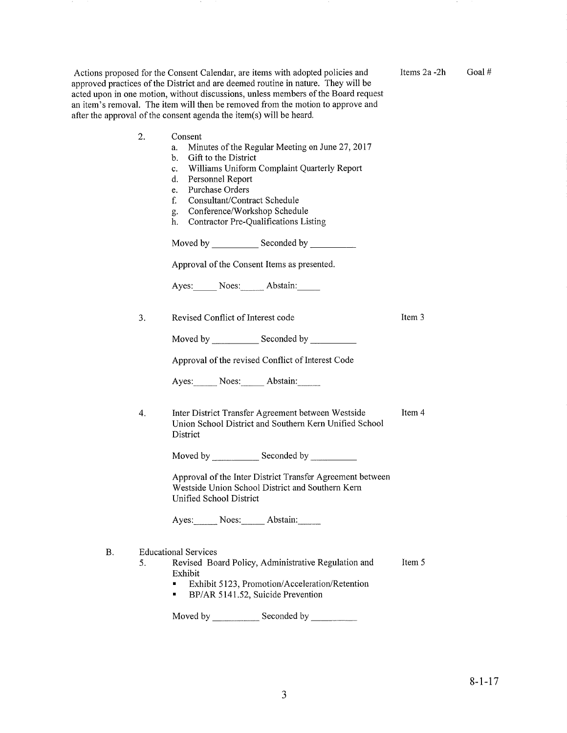Actions proposed for the Consent Calendar, are items with adopted policies and approved practices of the District and are deemed routine in nature. They will be acted upon in one motion, without discussions, unless members of the Board request an item's removal. The item will then be removed from the motion to approve and after the approval of the consent agenda the item(s) will be heard.

Items 2a -2h     Goal #

2. Consent
   a. Minutes of the Regular Meeting on June 27, 2017
   b. Gift to the District
   c. Williams Uniform Complaint Quarterly Report
   d. Personnel Report
   e. Purchase Orders
   f. Consultant/Contract Schedule
   g. Conference/Workshop Schedule
   h. Contractor Pre-Qualifications Listing

   Moved by __________ Seconded by __________

   Approval of the Consent Items as presented.

   Ayes:_____ Noes:_____ Abstain:_____

3. Revised Conflict of Interest code     Item 3

   Moved by __________ Seconded by __________

   Approval of the revised Conflict of Interest Code

   Ayes:_____ Noes:_____ Abstain:_____

4. Inter District Transfer Agreement between Westside Union School District and Southern Kern Unified School District     Item 4

   Moved by __________ Seconded by __________

   Approval of the Inter District Transfer Agreement between Westside Union School District and Southern Kern Unified School District

   Ayes:_____ Noes:_____ Abstain:_____

B. Educational Services

5. Revised Board Policy, Administrative Regulation and Exhibit     Item 5
   - Exhibit 5123, Promotion/Acceleration/Retention
   - BP/AR 5141.52, Suicide Prevention

   Moved by __________ Seconded by __________

8-1-17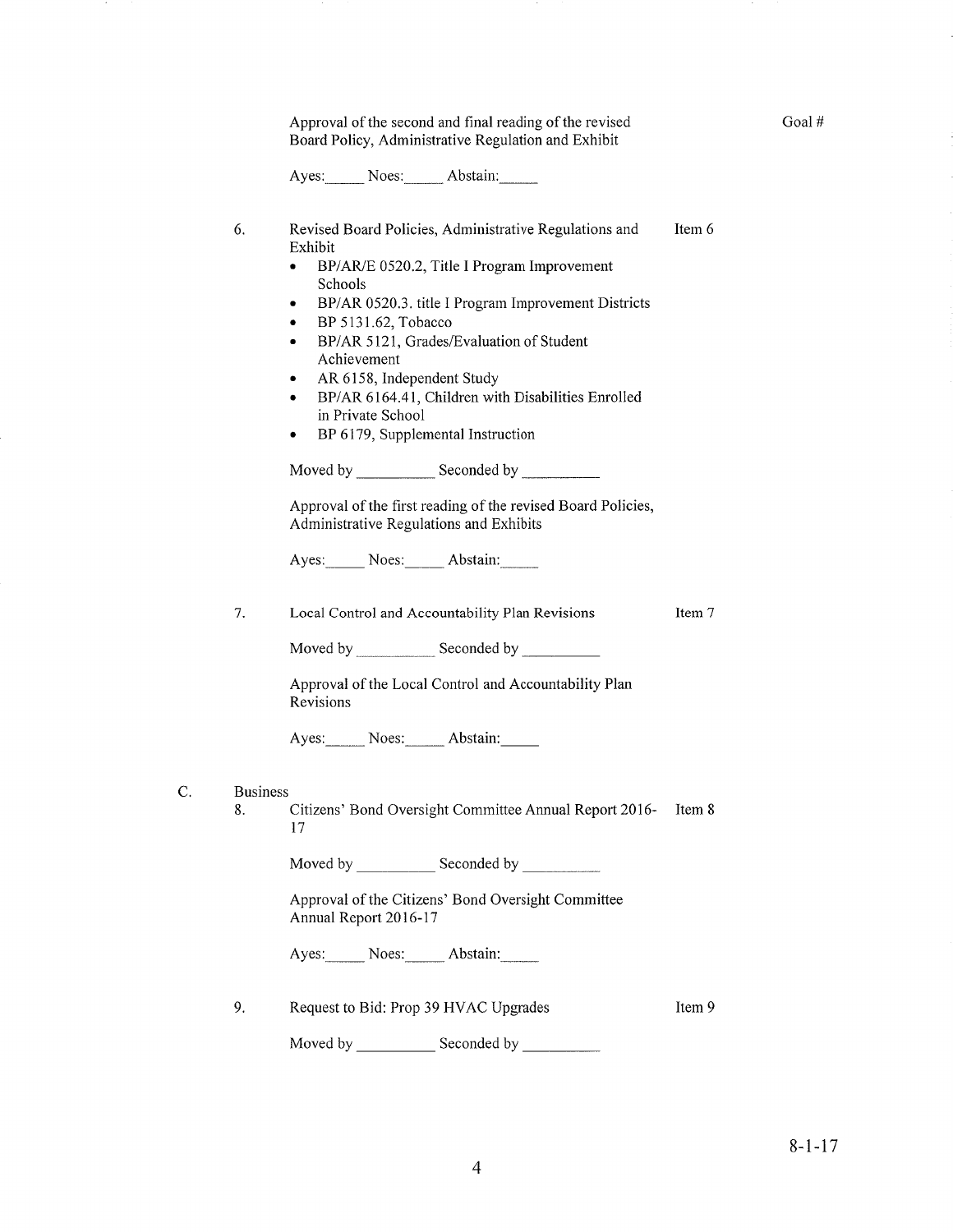Approval of the second and final reading of the revised Board Policy, Administrative Regulation and Exhibit

Goal #

Ayes:_____ Noes:_____ Abstain:_____

6. Revised Board Policies, Administrative Regulations and Exhibit — Item 6

- BP/AR/E 0520.2, Title I Program Improvement Schools
- BP/AR 0520.3. title I Program Improvement Districts
- BP 5131.62, Tobacco
- BP/AR 5121, Grades/Evaluation of Student Achievement
- AR 6158, Independent Study
- BP/AR 6164.41, Children with Disabilities Enrolled in Private School
- BP 6179, Supplemental Instruction

Moved by __________ Seconded by __________

Approval of the first reading of the revised Board Policies, Administrative Regulations and Exhibits

Ayes:_____ Noes:_____ Abstain:_____

7. Local Control and Accountability Plan Revisions — Item 7

Moved by __________ Seconded by __________

Approval of the Local Control and Accountability Plan Revisions

Ayes:_____ Noes:_____ Abstain:_____

C. Business

8. Citizens' Bond Oversight Committee Annual Report 2016-17 — Item 8

Moved by __________ Seconded by __________

Approval of the Citizens' Bond Oversight Committee Annual Report 2016-17

Ayes:_____ Noes:_____ Abstain:_____

9. Request to Bid: Prop 39 HVAC Upgrades — Item 9

Moved by __________ Seconded by __________

8-1-17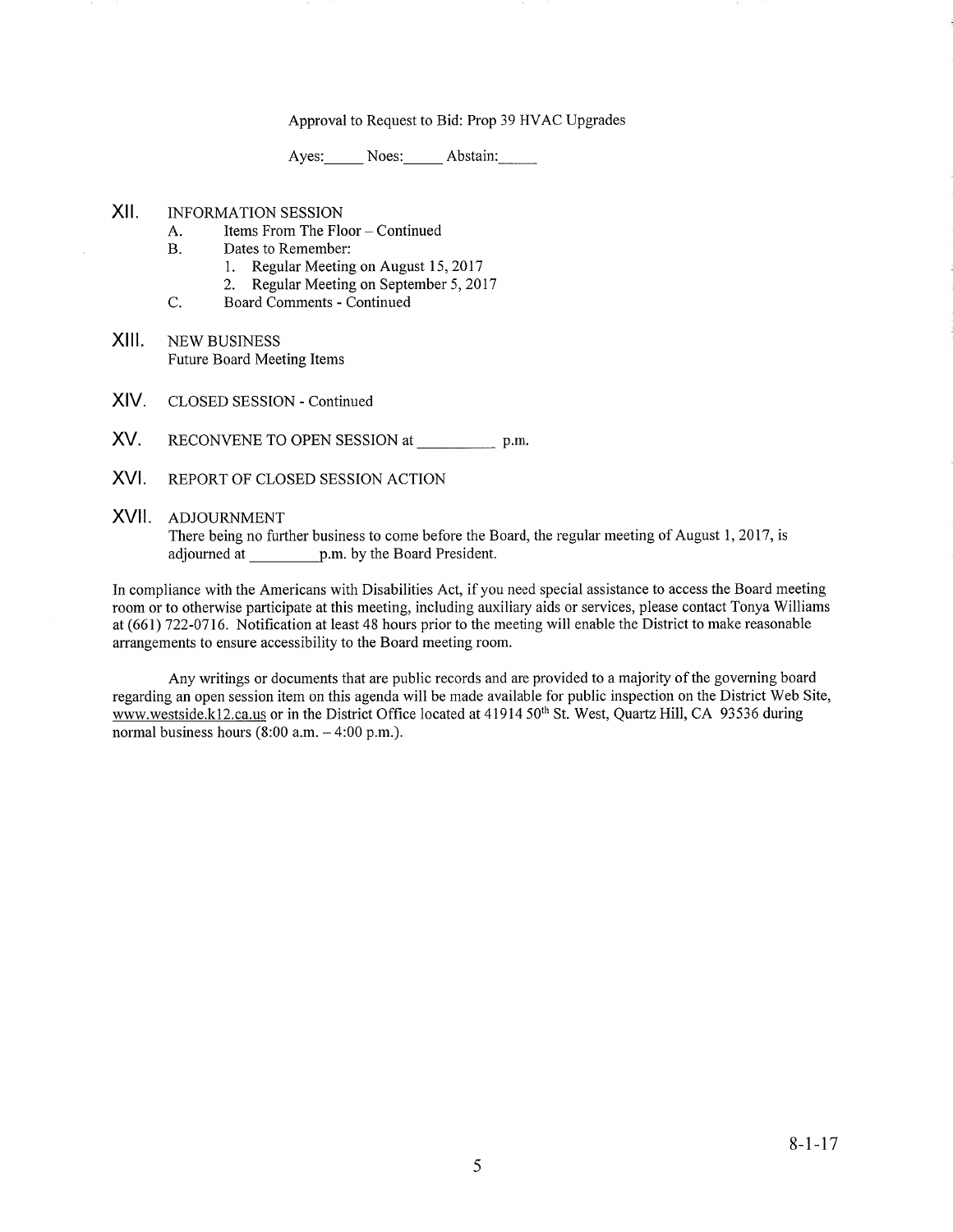Approval to Request to Bid: Prop 39 HVAC Upgrades

Ayes:_____ Noes:_____ Abstain:_____

XII. INFORMATION SESSION
   A. Items From The Floor – Continued
   B. Dates to Remember:
      1. Regular Meeting on August 15, 2017
      2. Regular Meeting on September 5, 2017
   C. Board Comments - Continued

XIII. NEW BUSINESS
   Future Board Meeting Items

XIV. CLOSED SESSION - Continued

XV. RECONVENE TO OPEN SESSION at __________ p.m.

XVI. REPORT OF CLOSED SESSION ACTION

XVII. ADJOURNMENT
   There being no further business to come before the Board, the regular meeting of August 1, 2017, is adjourned at _________p.m. by the Board President.

In compliance with the Americans with Disabilities Act, if you need special assistance to access the Board meeting room or to otherwise participate at this meeting, including auxiliary aids or services, please contact Tonya Williams at (661) 722-0716. Notification at least 48 hours prior to the meeting will enable the District to make reasonable arrangements to ensure accessibility to the Board meeting room.

Any writings or documents that are public records and are provided to a majority of the governing board regarding an open session item on this agenda will be made available for public inspection on the District Web Site, www.westside.k12.ca.us or in the District Office located at 41914 50th St. West, Quartz Hill, CA 93536 during normal business hours (8:00 a.m. – 4:00 p.m.).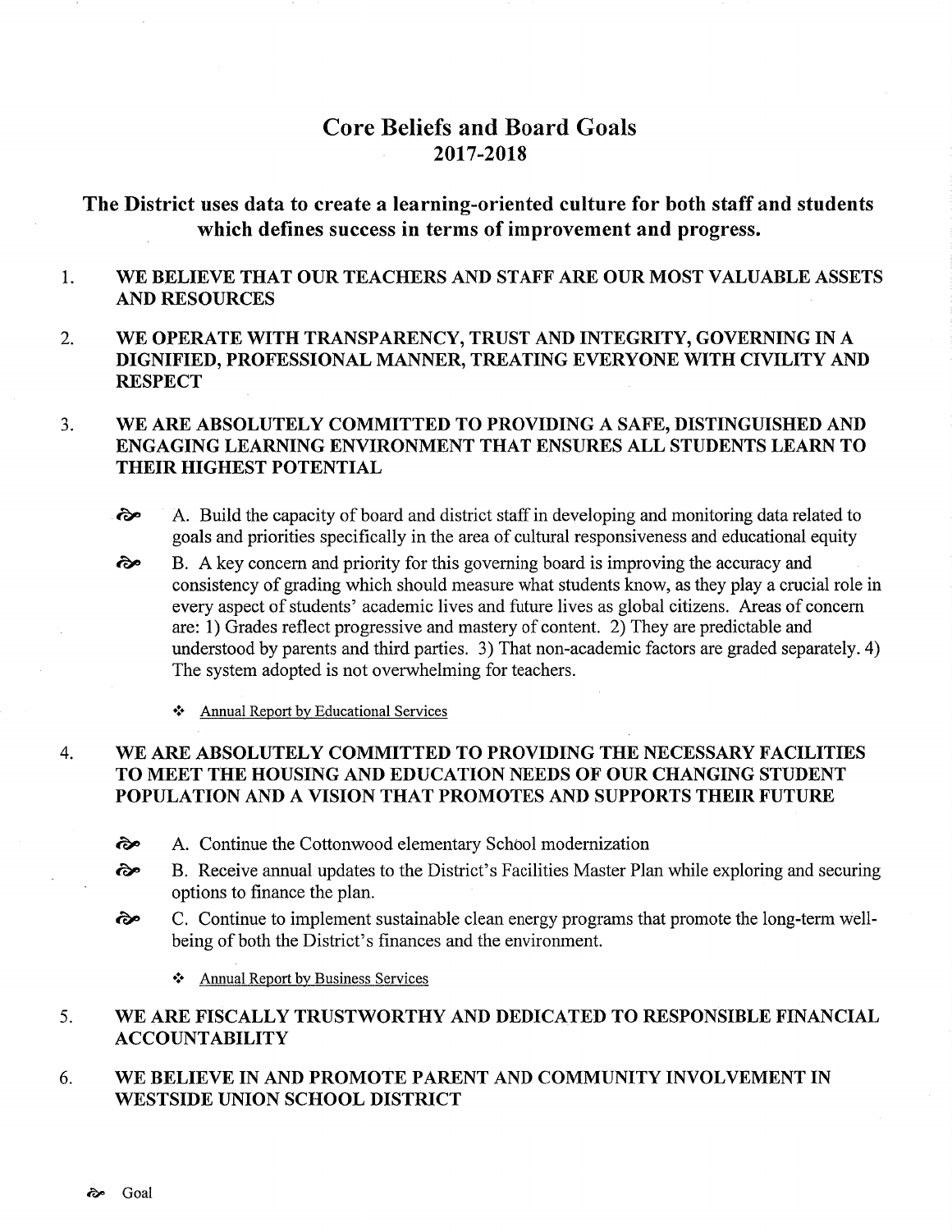# Core Beliefs and Board Goals
# 2017-2018

## The District uses data to create a learning-oriented culture for both staff and students which defines success in terms of improvement and progress.

1. **WE BELIEVE THAT OUR TEACHERS AND STAFF ARE OUR MOST VALUABLE ASSETS AND RESOURCES**

2. **WE OPERATE WITH TRANSPARENCY, TRUST AND INTEGRITY, GOVERNING IN A DIGNIFIED, PROFESSIONAL MANNER, TREATING EVERYONE WITH CIVILITY AND RESPECT**

3. **WE ARE ABSOLUTELY COMMITTED TO PROVIDING A SAFE, DISTINGUISHED AND ENGAGING LEARNING ENVIRONMENT THAT ENSURES ALL STUDENTS LEARN TO THEIR HIGHEST POTENTIAL**

   ꙮ A. Build the capacity of board and district staff in developing and monitoring data related to goals and priorities specifically in the area of cultural responsiveness and educational equity

   ꙮ B. A key concern and priority for this governing board is improving the accuracy and consistency of grading which should measure what students know, as they play a crucial role in every aspect of students' academic lives and future lives as global citizens. Areas of concern are: 1) Grades reflect progressive and mastery of content. 2) They are predictable and understood by parents and third parties. 3) That non-academic factors are graded separately. 4) The system adopted is not overwhelming for teachers.

   - Annual Report by Educational Services

4. **WE ARE ABSOLUTELY COMMITTED TO PROVIDING THE NECESSARY FACILITIES TO MEET THE HOUSING AND EDUCATION NEEDS OF OUR CHANGING STUDENT POPULATION AND A VISION THAT PROMOTES AND SUPPORTS THEIR FUTURE**

   ꙮ A. Continue the Cottonwood elementary School modernization

   ꙮ B. Receive annual updates to the District's Facilities Master Plan while exploring and securing options to finance the plan.

   ꙮ C. Continue to implement sustainable clean energy programs that promote the long-term well-being of both the District's finances and the environment.

   - Annual Report by Business Services

5. **WE ARE FISCALLY TRUSTWORTHY AND DEDICATED TO RESPONSIBLE FINANCIAL ACCOUNTABILITY**

6. **WE BELIEVE IN AND PROMOTE PARENT AND COMMUNITY INVOLVEMENT IN WESTSIDE UNION SCHOOL DISTRICT**

ꙮ Goal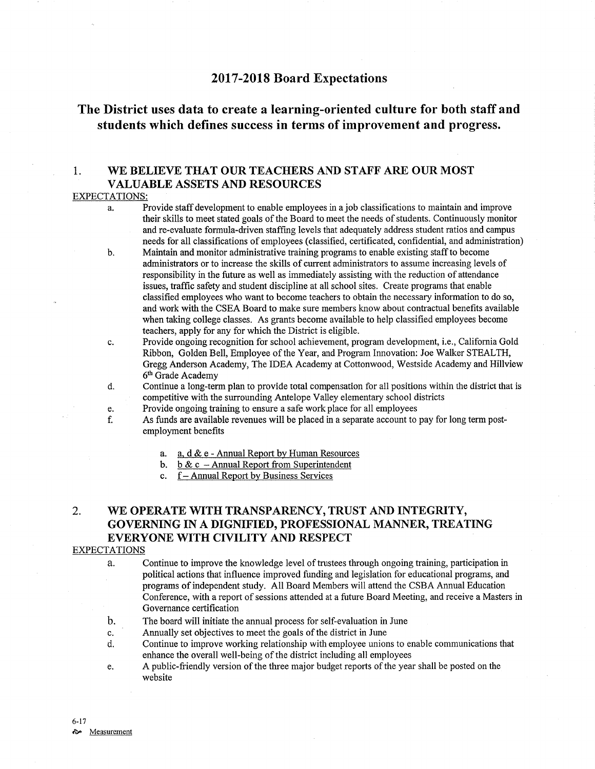# 2017-2018 Board Expectations

## The District uses data to create a learning-oriented culture for both staff and students which defines success in terms of improvement and progress.

### 1. WE BELIEVE THAT OUR TEACHERS AND STAFF ARE OUR MOST VALUABLE ASSETS AND RESOURCES

<u>EXPECTATIONS:</u>

a. Provide staff development to enable employees in a job classifications to maintain and improve their skills to meet stated goals of the Board to meet the needs of students. Continuously monitor and re-evaluate formula-driven staffing levels that adequately address student ratios and campus needs for all classifications of employees (classified, certificated, confidential, and administration)

b. Maintain and monitor administrative training programs to enable existing staff to become administrators or to increase the skills of current administrators to assume increasing levels of responsibility in the future as well as immediately assisting with the reduction of attendance issues, traffic safety and student discipline at all school sites. Create programs that enable classified employees who want to become teachers to obtain the necessary information to do so, and work with the CSEA Board to make sure members know about contractual benefits available when taking college classes. As grants become available to help classified employees become teachers, apply for any for which the District is eligible.

c. Provide ongoing recognition for school achievement, program development, i.e., California Gold Ribbon, Golden Bell, Employee of the Year, and Program Innovation: Joe Walker STEALTH, Gregg Anderson Academy, The IDEA Academy at Cottonwood, Westside Academy and Hillview 6th Grade Academy

d. Continue a long-term plan to provide total compensation for all positions within the district that is competitive with the surrounding Antelope Valley elementary school districts

e. Provide ongoing training to ensure a safe work place for all employees

f. As funds are available revenues will be placed in a separate account to pay for long term post-employment benefits

   a. <u>a, d & e - Annual Report by Human Resources</u>
   b. <u>b & c – Annual Report from Superintendent</u>
   c. <u>f – Annual Report by Business Services</u>

### 2. WE OPERATE WITH TRANSPARENCY, TRUST AND INTEGRITY, GOVERNING IN A DIGNIFIED, PROFESSIONAL MANNER, TREATING EVERYONE WITH CIVILITY AND RESPECT

<u>EXPECTATIONS</u>

a. Continue to improve the knowledge level of trustees through ongoing training, participation in political actions that influence improved funding and legislation for educational programs, and programs of independent study. All Board Members will attend the CSBA Annual Education Conference, with a report of sessions attended at a future Board Meeting, and receive a Masters in Governance certification

b. The board will initiate the annual process for self-evaluation in June

c. Annually set objectives to meet the goals of the district in June

d. Continue to improve working relationship with employee unions to enable communications that enhance the overall well-being of the district including all employees

e. A public-friendly version of the three major budget reports of the year shall be posted on the website

6-17

<u>Measurement</u>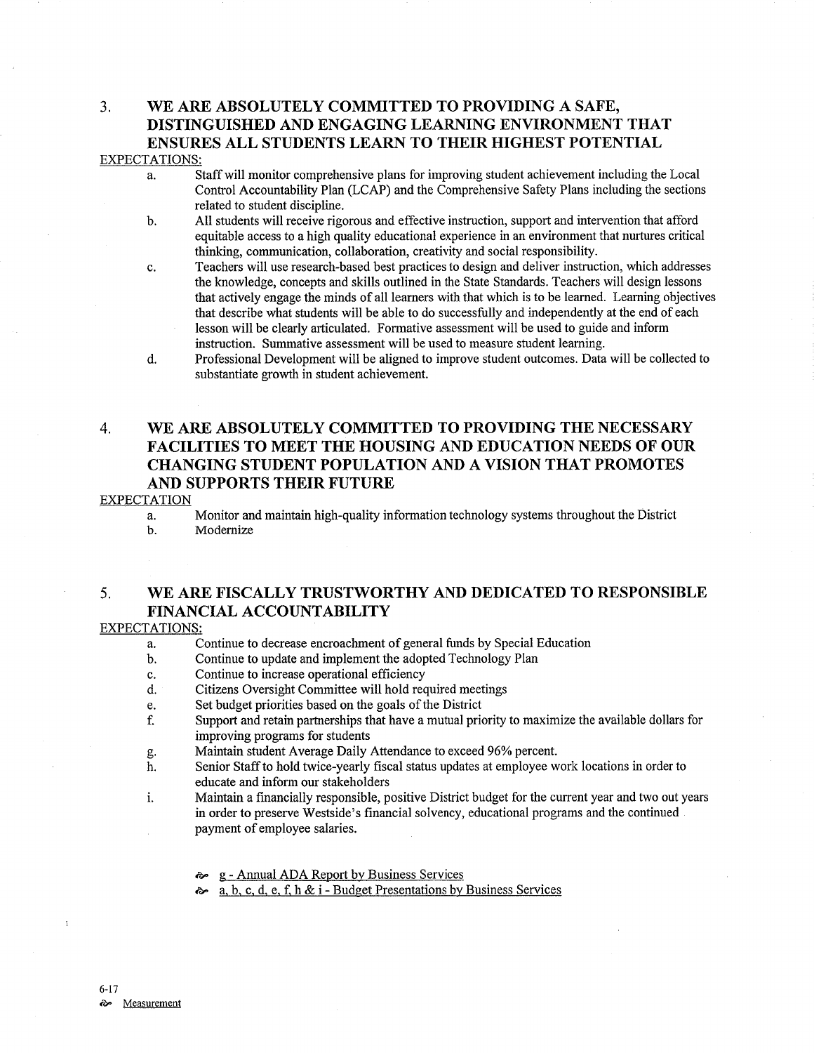## 3. WE ARE ABSOLUTELY COMMITTED TO PROVIDING A SAFE, DISTINGUISHED AND ENGAGING LEARNING ENVIRONMENT THAT ENSURES ALL STUDENTS LEARN TO THEIR HIGHEST POTENTIAL

EXPECTATIONS:

a. Staff will monitor comprehensive plans for improving student achievement including the Local Control Accountability Plan (LCAP) and the Comprehensive Safety Plans including the sections related to student discipline.

b. All students will receive rigorous and effective instruction, support and intervention that afford equitable access to a high quality educational experience in an environment that nurtures critical thinking, communication, collaboration, creativity and social responsibility.

c. Teachers will use research-based best practices to design and deliver instruction, which addresses the knowledge, concepts and skills outlined in the State Standards. Teachers will design lessons that actively engage the minds of all learners with that which is to be learned. Learning objectives that describe what students will be able to do successfully and independently at the end of each lesson will be clearly articulated. Formative assessment will be used to guide and inform instruction. Summative assessment will be used to measure student learning.

d. Professional Development will be aligned to improve student outcomes. Data will be collected to substantiate growth in student achievement.

## 4. WE ARE ABSOLUTELY COMMITTED TO PROVIDING THE NECESSARY FACILITIES TO MEET THE HOUSING AND EDUCATION NEEDS OF OUR CHANGING STUDENT POPULATION AND A VISION THAT PROMOTES AND SUPPORTS THEIR FUTURE

EXPECTATION

a. Monitor and maintain high-quality information technology systems throughout the District

b. Modernize

## 5. WE ARE FISCALLY TRUSTWORTHY AND DEDICATED TO RESPONSIBLE FINANCIAL ACCOUNTABILITY

EXPECTATIONS:

a. Continue to decrease encroachment of general funds by Special Education

b. Continue to update and implement the adopted Technology Plan

c. Continue to increase operational efficiency

d. Citizens Oversight Committee will hold required meetings

e. Set budget priorities based on the goals of the District

f. Support and retain partnerships that have a mutual priority to maximize the available dollars for improving programs for students

g. Maintain student Average Daily Attendance to exceed 96% percent.

h. Senior Staff to hold twice-yearly fiscal status updates at employee work locations in order to educate and inform our stakeholders

i. Maintain a financially responsible, positive District budget for the current year and two out years in order to preserve Westside's financial solvency, educational programs and the continued payment of employee salaries.

- g - Annual ADA Report by Business Services
- a, b, c, d, e, f, h & i - Budget Presentations by Business Services

6-17

Measurement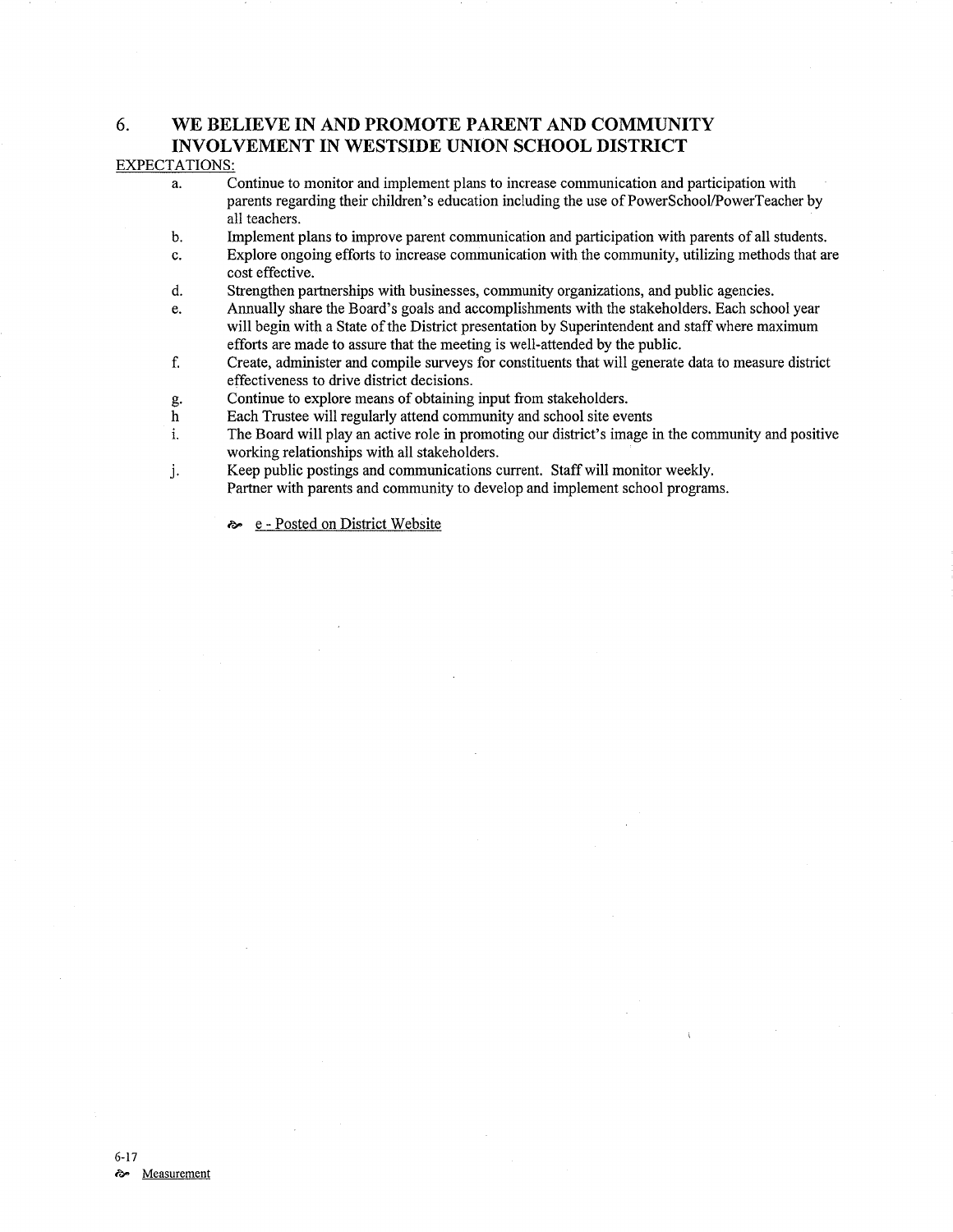## 6. WE BELIEVE IN AND PROMOTE PARENT AND COMMUNITY INVOLVEMENT IN WESTSIDE UNION SCHOOL DISTRICT

EXPECTATIONS:

a. Continue to monitor and implement plans to increase communication and participation with parents regarding their children's education including the use of PowerSchool/PowerTeacher by all teachers.

b. Implement plans to improve parent communication and participation with parents of all students.

c. Explore ongoing efforts to increase communication with the community, utilizing methods that are cost effective.

d. Strengthen partnerships with businesses, community organizations, and public agencies.

e. Annually share the Board's goals and accomplishments with the stakeholders. Each school year will begin with a State of the District presentation by Superintendent and staff where maximum efforts are made to assure that the meeting is well-attended by the public.

f. Create, administer and compile surveys for constituents that will generate data to measure district effectiveness to drive district decisions.

g. Continue to explore means of obtaining input from stakeholders.

h Each Trustee will regularly attend community and school site events

i. The Board will play an active role in promoting our district's image in the community and positive working relationships with all stakeholders.

j. Keep public postings and communications current. Staff will monitor weekly.
Partner with parents and community to develop and implement school programs.

- e - Posted on District Website

6-17

- Measurement